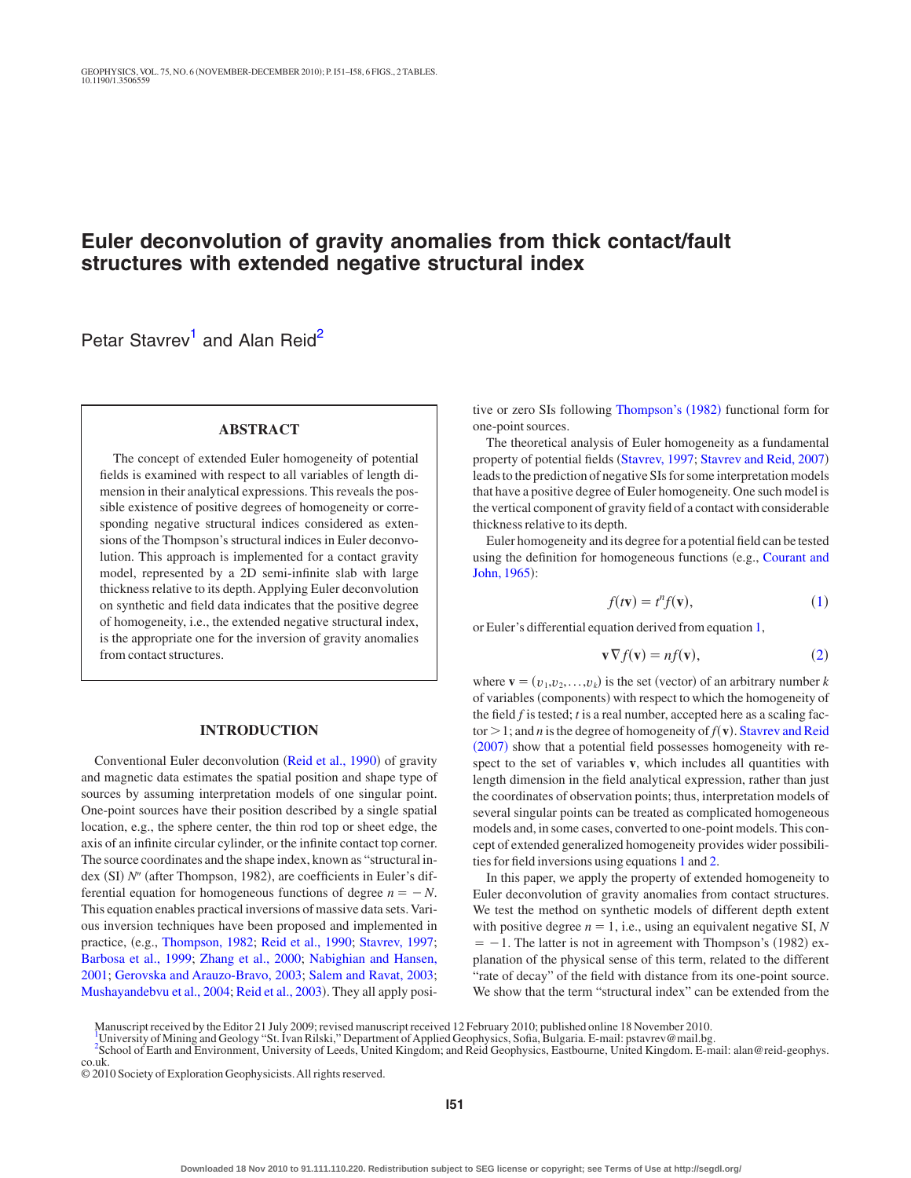# Euler deconvolution of gravity anomalies from thick contact/fault structures with extended negative structural index

Petar Stavrev[1] and Alan Reid[2]

## ABSTRACT

The concept of extended Euler homogeneity of potential fields is examined with respect to all variables of length dimension in their analytical expressions. This reveals the possible existence of positive degrees of homogeneity or corresponding negative structural indices considered as extensions of the Thompson's structural indices in Euler deconvolution. This approach is implemented for a contact gravity model, represented by a 2D semi-infinite slab with large thickness relative to its depth. Applying Euler deconvolution on synthetic and field data indicates that the positive degree of homogeneity, i.e., the extended negative structural index, is the appropriate one for the inversion of gravity anomalies from contact structures.

## INTRODUCTION

Conventional Euler deconvolution (Reid et al., 1990) of gravity and magnetic data estimates the spatial position and shape type of sources by assuming interpretation models of one singular point. One-point sources have their position described by a single spatial location, e.g., the sphere center, the thin rod top or sheet edge, the axis of an infinite circular cylinder, or the infinite contact top corner. The source coordinates and the shape index, known as "structural index" (SI) $N''$ (after Thompson, 1982), are coefficients in Euler's differential equation for homogeneous functions of degree $n = -N$. This equation enables practical inversions of massive data sets. Various inversion techniques have been proposed and implemented in practice, (e.g., Thompson, 1982; Reid et al., 1990; Stavrev, 1997; Barbosa et al., 1999; Zhang et al., 2000; Nabighian and Hansen, 2001; Gerovska and Arauzo-Bravo, 2003; Salem and Ravat, 2003; Mushayandebvu et al., 2004; Reid et al., 2003). They all apply positive or zero SIs following Thompson's (1982) functional form for one-point sources.

The theoretical analysis of Euler homogeneity as a fundamental property of potential fields (Stavrev, 1997; Stavrev and Reid, 2007) leads to the prediction of negative SIs for some interpretation models that have a positive degree of Euler homogeneity. One such model is the vertical component of gravity field of a contact with considerable thickness relative to its depth.

Euler homogeneity and its degree for a potential field can be tested using the definition for homogeneous functions (e.g., Courant and John, 1965):

$$f(t\mathbf{v}) = t^n f(\mathbf{v}), \tag{1}$$

or Euler's differential equation derived from equation 1,

$$\mathbf{v}\nabla f(\mathbf{v}) = nf(\mathbf{v}), \tag{2}$$

where $\mathbf{v} = (v_1, v_2, \ldots, v_k)$ is the set (vector) of an arbitrary number $k$ of variables (components) with respect to which the homogeneity of the field $f$ is tested; $t$ is a real number, accepted here as a scaling factor $>1$; and $n$ is the degree of homogeneity of $f(\mathbf{v})$. Stavrev and Reid (2007) show that a potential field possesses homogeneity with respect to the set of variables $\mathbf{v}$, which includes all quantities with length dimension in the field analytical expression, rather than just the coordinates of observation points; thus, interpretation models of several singular points can be treated as complicated homogeneous models and, in some cases, converted to one-point models. This concept of extended generalized homogeneity provides wider possibilities for field inversions using equations 1 and 2.

In this paper, we apply the property of extended homogeneity to Euler deconvolution of gravity anomalies from contact structures. We test the method on synthetic models of different depth extent with positive degree $n = 1$, i.e., using an equivalent negative SI, $N = -1$. The latter is not in agreement with Thompson's (1982) explanation of the physical sense of this term, related to the different "rate of decay" of the field with distance from its one-point source. We show that the term "structural index" can be extended from the

Manuscript received by the Editor 21 July 2009; revised manuscript received 12 February 2010; published online 18 November 2010.
[1]University of Mining and Geology "St. Ivan Rilski," Department of Applied Geophysics, Sofia, Bulgaria. E-mail: pstavrev@mail.bg.
[2]School of Earth and Environment, University of Leeds, United Kingdom; and Reid Geophysics, Eastbourne, United Kingdom. E-mail: alan@reid-geophys.co.uk.
© 2010 Society of Exploration Geophysicists. All rights reserved.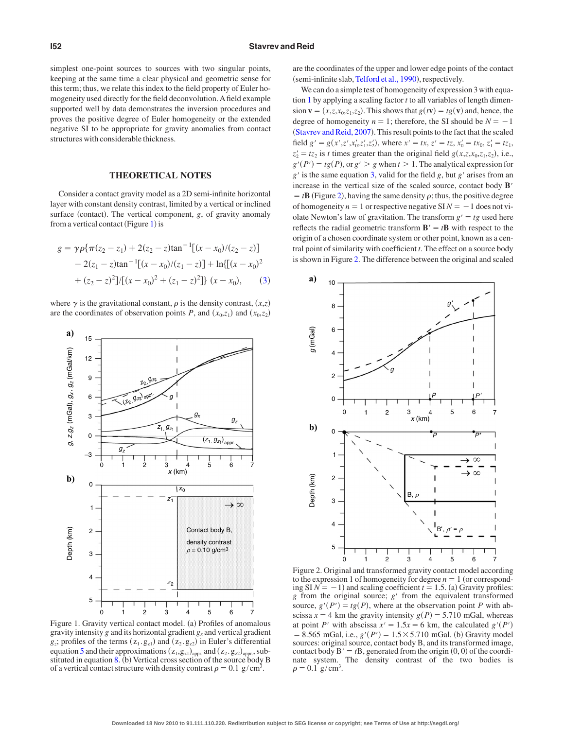simplest one-point sources to sources with two singular points, keeping at the same time a clear physical and geometric sense for this term; thus, we relate this index to the field property of Euler homogeneity used directly for the field deconvolution. A field example supported well by data demonstrates the inversion procedures and proves the positive degree of Euler homogeneity or the extended negative SI to be appropriate for gravity anomalies from contact structures with considerable thickness.

## THEORETICAL NOTES

Consider a contact gravity model as a 2D semi-infinite horizontal layer with constant density contrast, limited by a vertical or inclined surface (contact). The vertical component, $g$, of gravity anomaly from a vertical contact (Figure 1) is

$$
\begin{aligned}
g = \gamma\rho\{&\pi(z_2 - z_1) + 2(z_2 - z)\tan^{-1}[(x - x_0)/(z_2 - z)] \\
&- 2(z_1 - z)\tan^{-1}[(x - x_0)/(z_1 - z)] + \ln\{[(x - x_0)^2 \\
&+ (z_2 - z)^2]/[(x - x_0)^2 + (z_1 - z)^2]\}\ (x - x_0), \qquad (3)
\end{aligned}
$$

where $\gamma$ is the gravitational constant, $\rho$ is the density contrast, $(x,z)$ are the coordinates of observation points $P$, and $(x_0,z_1)$ and $(x_0,z_2)$ are the coordinates of the upper and lower edge points of the contact (semi-infinite slab, Telford et al., 1990), respectively.

Figure 1. Gravity vertical contact model. (a) Profiles of anomalous gravity intensity $g$ and its horizontal gradient $g_x$ and vertical gradient $g_z$; profiles of the terms $(z_1 . g_{z1})$ and $(z_2 . g_{z2})$ in Euler's differential equation 5 and their approximations $(z_1,g_{z1})_{appr.}$ and $(z_2 . g_{z2})_{appr.}$, substituted in equation 8. (b) Vertical cross section of the source body B of a vertical contact structure with density contrast $\rho = 0.1\ \text{g/cm}^3$.

We can do a simple test of homogeneity of expression 3 with equation 1 by applying a scaling factor $t$ to all variables of length dimension $\mathbf{v} = (x,z,x_0,z_1,z_2)$. This shows that $g(t\mathbf{v}) = tg(\mathbf{v})$ and, hence, the degree of homogeneity $n = 1$; therefore, the SI should be $N = -1$ (Stavrev and Reid, 2007). This result points to the fact that the scaled field $g' = g(x',z',x_0',z_1',z_2')$, where $x' = tx$, $z' = tz$, $x_0' = tx_0$, $z_1' = tz_1$, $z_2' = tz_2$ is $t$ times greater than the original field $g(x,z,x_0,z_1,z_2)$, i.e., $g'(P') = tg(P)$, or $g' > g$ when $t > 1$. The analytical expression for $g'$ is the same equation 3, valid for the field $g$, but $g'$ arises from an increase in the vertical size of the scaled source, contact body $\mathbf{B}' = t\mathbf{B}$ (Figure 2), having the same density $\rho$; thus, the positive degree of homogeneity $n = 1$ or respective negative SI $N = -1$ does not violate Newton's law of gravitation. The transform $g' = tg$ used here reflects the radial geometric transform $\mathbf{B}' = t\mathbf{B}$ with respect to the origin of a chosen coordinate system or other point, known as a central point of similarity with coefficient $t$. The effect on a source body is shown in Figure 2. The difference between the original and scaled

Figure 2. Original and transformed gravity contact model according to the expression 1 of homogeneity for degree $n = 1$ (or corresponding SI $N = -1$) and scaling coefficient $t = 1.5$. (a) Gravity profiles: $g$ from the original source; $g'$ from the equivalent transformed source, $g'(P') = tg(P)$, where at the observation point $P$ with abscissa $x = 4$ km the gravity intensity $g(P) = 5.710$ mGal, whereas at point $P'$ with abscissa $x' = 1.5x = 6$ km, the calculated $g'(P') = 8.565$ mGal, i.e., $g'(P') = 1.5 \times 5.710$ mGal. (b) Gravity model sources: original source, contact body B, and its transformed image, contact body $\mathrm{B}' = t\mathrm{B}$, generated from the origin (0, 0) of the coordinate system. The density contrast of the two bodies is $\rho = 0.1\ \text{g/cm}^3$.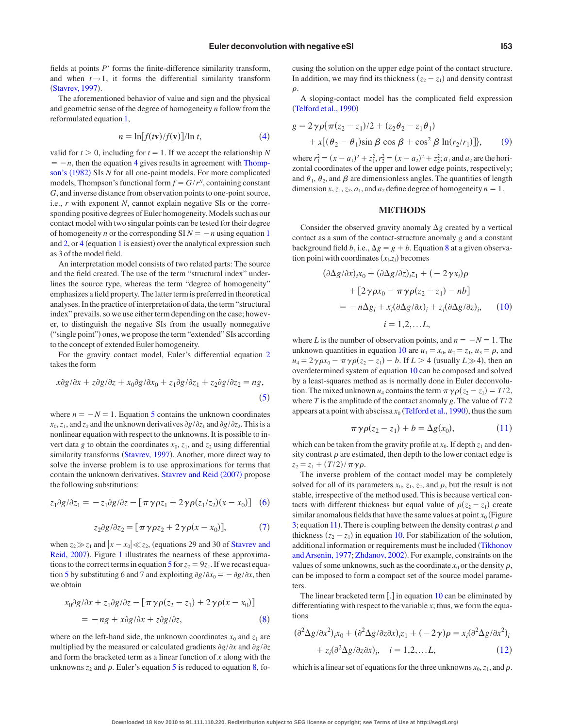fields at points $P'$ forms the finite-difference similarity transform, and when $t \rightarrow 1$, it forms the differential similarity transform (Stavrev, 1997).

The aforementioned behavior of value and sign and the physical and geometric sense of the degree of homogeneity $n$ follow from the reformulated equation 1,

$$n = \ln[f(t\mathbf{v})/f(\mathbf{v})]/\ln t, \tag{4}$$

valid for $t > 0$, including for $t = 1$. If we accept the relationship $N = -n$, then the equation 4 gives results in agreement with Thompson's (1982) SIs $N$ for all one-point models. For more complicated models, Thompson's functional form $f = G/r^N$, containing constant $G$, and inverse distance from observation points to one-point source, i.e., $r$ with exponent $N$, cannot explain negative SIs or the corresponding positive degrees of Euler homogeneity. Models such as our contact model with two singular points can be tested for their degree of homogeneity $n$ or the corresponding SI $N = -n$ using equation 1 and 2, or 4 (equation 1 is easiest) over the analytical expression such as 3 of the model field.

An interpretation model consists of two related parts: The source and the field created. The use of the term "structural index" underlines the source type, whereas the term "degree of homogeneity" emphasizes a field property. The latter term is preferred in theoretical analyses. In the practice of interpretation of data, the term "structural index" prevails. so we use either term depending on the case; however, to distinguish the negative SIs from the usually nonnegative ("single point") ones, we propose the term "extended" SIs according to the concept of extended Euler homogeneity.

For the gravity contact model, Euler's differential equation 2 takes the form

$$x\partial g/\partial x + z\partial g/\partial z + x_0\partial g/\partial x_0 + z_1\partial g/\partial z_1 + z_2\partial g/\partial z_2 = ng, \tag{5}$$

where $n = -N = 1$. Equation 5 contains the unknown coordinates $x_0$, $z_1$, and $z_2$ and the unknown derivatives $\partial g/\partial z_1$ and $\partial g/\partial z_2$. This is a nonlinear equation with respect to the unknowns. It is possible to invert data $g$ to obtain the coordinates $x_0$, $z_1$, and $z_2$ using differential similarity transforms (Stavrev, 1997). Another, more direct way to solve the inverse problem is to use approximations for terms that contain the unknown derivatives. Stavrev and Reid (2007) propose the following substitutions:

$$z_1\partial g/\partial z_1 = -z_1\partial g/\partial z - [\pi\gamma\rho z_1 + 2\gamma\rho(z_1/z_2)(x - x_0)] \tag{6}$$

$$z_2\partial g/\partial z_2 = [\pi\gamma\rho z_2 + 2\gamma\rho(x - x_0)], \tag{7}$$

when $z_2 \gg z_1$ and $|x - x_0| \ll z_2$, (equations 29 and 30 of Stavrev and Reid, 2007). Figure 1 illustrates the nearness of these approximations to the correct terms in equation 5 for $z_2 = 9z_1$. If we recast equation 5 by substituting 6 and 7 and exploiting $\partial g/\partial x_0 = -\partial g/\partial x$, then we obtain

$$x_0\partial g/\partial x + z_1\partial g/\partial z - [\pi\gamma\rho(z_2 - z_1) + 2\gamma\rho(x - x_0)] = -ng + x\partial g/\partial x + z\partial g/\partial z, \tag{8}$$

where on the left-hand side, the unknown coordinates $x_0$ and $z_1$ are multiplied by the measured or calculated gradients $\partial g/\partial x$ and $\partial g/\partial z$ and form the bracketed term as a linear function of $x$ along with the unknowns $z_2$ and $\rho$. Euler's equation 5 is reduced to equation 8, focusing the solution on the upper edge point of the contact structure. In addition, we may find its thickness $(z_2 - z_1)$ and density contrast $\rho$.

A sloping-contact model has the complicated field expression (Telford et al., 1990)

$$g = 2\gamma\rho\{\pi(z_2 - z_1)/2 + (z_2\theta_2 - z_1\theta_1) + x[(\theta_2 - \theta_1)\sin\beta\cos\beta + \cos^2\beta\ln(r_2/r_1)]\}, \tag{9}$$

where $r_1^2 = (x - a_1)^2 + z_1^2$, $r_2^2 = (x - a_2)^2 + z_2^2$; $a_1$ and $a_2$ are the horizontal coordinates of the upper and lower edge points, respectively; and $\theta_1$, $\theta_2$, and $\beta$ are dimensionless angles. The quantities of length dimension $x$, $z_1$, $z_2$, $a_1$, and $a_2$ define degree of homogeneity $n = 1$.

## METHODS

Consider the observed gravity anomaly $\Delta g$ created by a vertical contact as a sum of the contact-structure anomaly $g$ and a constant background field $b$, i.e., $\Delta g = g + b$. Equation 8 at a given observation point with coordinates $(x_i, z_i)$ becomes

$$(\partial\Delta g/\partial x)_i x_0 + (\partial\Delta g/\partial z)_i z_1 + (-2\gamma x_i)\rho + [2\gamma\rho x_0 - \pi\gamma\rho(z_2 - z_1) - nb] = -n\Delta g_i + x_i(\partial\Delta g/\partial x)_i + z_i(\partial\Delta g/\partial z)_i, \tag{10}$$

$$i = 1,2,\ldots L,$$

where $L$ is the number of observation points, and $n = -N = 1$. The unknown quantities in equation 10 are $u_1 = x_0$, $u_2 = z_1$, $u_3 = \rho$, and $u_4 = 2\gamma\rho x_0 - \pi\gamma\rho(z_2 - z_1) - b$. If $L > 4$ (usually $L \gg 4$), then an overdetermined system of equation 10 can be composed and solved by a least-squares method as is normally done in Euler deconvolution. The mixed unknown $u_4$ contains the term $\pi\gamma\rho(z_2 - z_1) = T/2$, where $T$ is the amplitude of the contact anomaly $g$. The value of $T/2$ appears at a point with abscissa $x_0$ (Telford et al., 1990), thus the sum

$$\pi\gamma\rho(z_2 - z_1) + b = \Delta g(x_0), \tag{11}$$

which can be taken from the gravity profile at $x_0$. If depth $z_1$ and density contrast $\rho$ are estimated, then depth to the lower contact edge is $z_2 = z_1 + (T/2)/\pi\gamma\rho$.

The inverse problem of the contact model may be completely solved for all of its parameters $x_0$, $z_1$, $z_2$, and $\rho$, but the result is not stable, irrespective of the method used. This is because vertical contacts with different thickness but equal value of $\rho(z_2 - z_1)$ create similar anomalous fields that have the same values at point $x_0$ (Figure 3; equation 11). There is coupling between the density contrast $\rho$ and thickness $(z_2 - z_1)$ in equation 10. For stabilization of the solution, additional information or requirements must be included (Tikhonov and Arsenin, 1977; Zhdanov, 2002). For example, constraints on the values of some unknowns, such as the coordinate $x_0$ or the density $\rho$, can be imposed to form a compact set of the source model parameters.

The linear bracketed term [.] in equation 10 can be eliminated by differentiating with respect to the variable $x$; thus, we form the equations

$$(\partial^2\Delta g/\partial x^2)_i x_0 + (\partial^2\Delta g/\partial z\partial x)_i z_1 + (-2\gamma)\rho = x_i(\partial^2\Delta g/\partial x^2)_i + z_i(\partial^2\Delta g/\partial z\partial x)_i, \quad i = 1,2,\ldots L, \tag{12}$$

which is a linear set of equations for the three unknowns $x_0$, $z_1$, and $\rho$.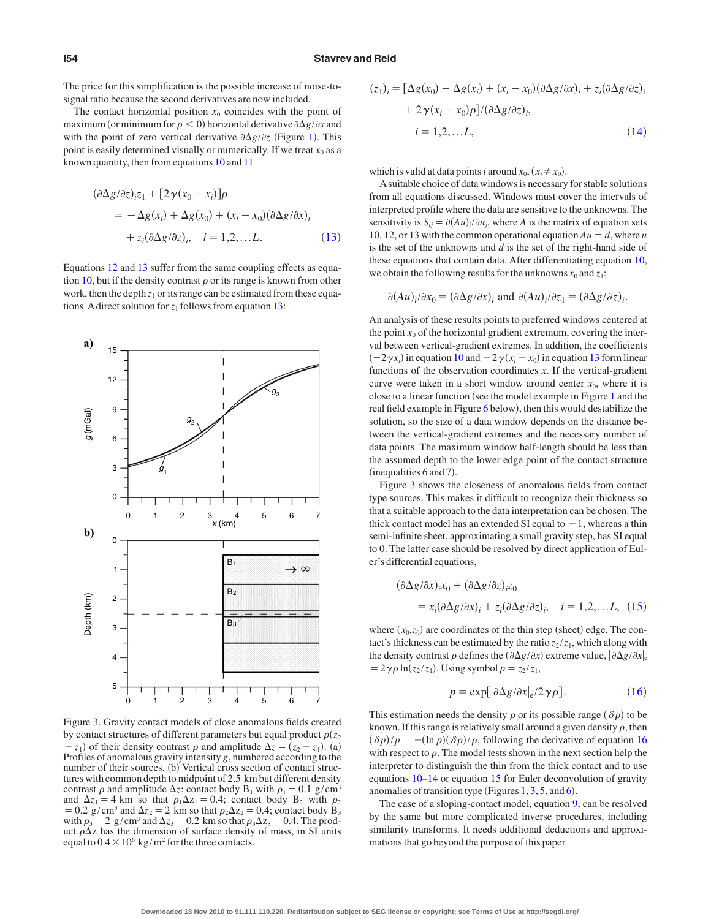The price for this simplification is the possible increase of noise-to-signal ratio because the second derivatives are now included.

The contact horizontal position $x_0$ coincides with the point of maximum (or minimum for $\rho < 0$) horizontal derivative $\partial\Delta g/\partial x$ and with the point of zero vertical derivative $\partial\Delta g/\partial z$ (Figure 1). This point is easily determined visually or numerically. If we treat $x_0$ as a known quantity, then from equations 10 and 11

$$(\partial\Delta g/\partial z)_i z_1 + [2\gamma(x_0 - x_i)]\rho = -\Delta g(x_i) + \Delta g(x_0) + (x_i - x_0)(\partial\Delta g/\partial x)_i + z_i(\partial\Delta g/\partial z)_i, \quad i = 1,2,\ldots L. \tag{13}$$

Equations 12 and 13 suffer from the same coupling effects as equation 10, but if the density contrast $\rho$ or its range is known from other work, then the depth $z_1$ or its range can be estimated from these equations. A direct solution for $z_1$ follows from equation 13:

$$(z_1)_i = [\Delta g(x_0) - \Delta g(x_i) + (x_i - x_0)(\partial\Delta g/\partial x)_i + z_i(\partial\Delta g/\partial z)_i + 2\gamma(x_i - x_0)\rho]/(\partial\Delta g/\partial z)_i, \quad i = 1,2,\ldots L, \tag{14}$$

which is valid at data points $i$ around $x_0$, $(x_i \neq x_0)$.

A suitable choice of data windows is necessary for stable solutions from all equations discussed. Windows must cover the intervals of interpreted profile where the data are sensitive to the unknowns. The sensitivity is $S_{ij} = \partial(Au)_i/\partial u_j$, where $A$ is the matrix of equation sets 10, 12, or 13 with the common operational equation $Au = d$, where $u$ is the set of the unknowns and $d$ is the set of the right-hand side of these equations that contain data. After differentiating equation 10, we obtain the following results for the unknowns $x_0$ and $z_1$:

$$\partial(Au)_i/\partial x_0 = (\partial\Delta g/\partial x)_i \text{ and } \partial(Au)_i/\partial z_1 = (\partial\Delta g/\partial z)_i.$$

An analysis of these results points to preferred windows centered at the point $x_0$ of the horizontal gradient extremum, covering the interval between vertical-gradient extremes. In addition, the coefficients $(-2\gamma x_i)$ in equation 10 and $-2\gamma(x_i - x_0)$ in equation 13 form linear functions of the observation coordinates $x$. If the vertical-gradient curve were taken in a short window around center $x_0$, where it is close to a linear function (see the model example in Figure 1 and the real field example in Figure 6 below), then this would destabilize the solution, so the size of a data window depends on the distance between the vertical-gradient extremes and the necessary number of data points. The maximum window half-length should be less than the assumed depth to the lower edge point of the contact structure (inequalities 6 and 7).

Figure 3 shows the closeness of anomalous fields from contact type sources. This makes it difficult to recognize their thickness so that a suitable approach to the data interpretation can be chosen. The thick contact model has an extended SI equal to $-1$, whereas a thin semi-infinite sheet, approximating a small gravity step, has SI equal to 0. The latter case should be resolved by direct application of Euler's differential equations,

$$(\partial\Delta g/\partial x)_i x_0 + (\partial\Delta g/\partial z)_i z_0 = x_i(\partial\Delta g/\partial x)_i + z_i(\partial\Delta g/\partial z)_i, \quad i = 1,2,\ldots L, \tag{15}$$

where $(x_0, z_0)$ are coordinates of the thin step (sheet) edge. The contact's thickness can be estimated by the ratio $z_2/z_1$, which along with the density contrast $\rho$ defines the $(\partial\Delta g/\partial x)$ extreme value, $|\partial\Delta g/\partial x|_e = 2\gamma\rho\ln(z_2/z_1)$. Using symbol $p = z_2/z_1$,

$$p = \exp[|\partial\Delta g/\partial x|_e/2\gamma\rho]. \tag{16}$$

This estimation needs the density $\rho$ or its possible range $(\delta\rho)$ to be known. If this range is relatively small around a given density $\rho$, then $(\delta p)/p = -(\ln p)(\delta\rho)/\rho$, following the derivative of equation 16 with respect to $\rho$. The model tests shown in the next section help the interpreter to distinguish the thin from the thick contact and to use equations 10–14 or equation 15 for Euler deconvolution of gravity anomalies of transition type (Figures 1, 3, 5, and 6).

The case of a sloping-contact model, equation 9, can be resolved by the same but more complicated inverse procedures, including similarity transforms. It needs additional deductions and approximations that go beyond the purpose of this paper.

Figure 3. Gravity contact models of close anomalous fields created by contact structures of different parameters but equal product $\rho(z_2 - z_1)$ of their density contrast $\rho$ and amplitude $\Delta z = (z_2 - z_1)$. (a) Profiles of anomalous gravity intensity $g$, numbered according to the number of their sources. (b) Vertical cross section of contact structures with common depth to midpoint of 2.5 km but different density contrast $\rho$ and amplitude $\Delta z$: contact body $B_1$ with $\rho_1 = 0.1$ g/cm$^3$ and $\Delta z_1 = 4$ km so that $\rho_1\Delta z_1 = 0.4$; contact body $B_2$ with $\rho_2 = 0.2$ g/cm$^3$ and $\Delta z_2 = 2$ km so that $\rho_2\Delta z_2 = 0.4$; contact body $B_3$ with $\rho_3 = 2$ g/cm$^3$ and $\Delta z_3 = 0.2$ km so that $\rho_3\Delta z_3 = 0.4$. The product $\rho\Delta z$ has the dimension of surface density of mass, in SI units equal to $0.4 \times 10^6$ kg/m$^2$ for the three contacts.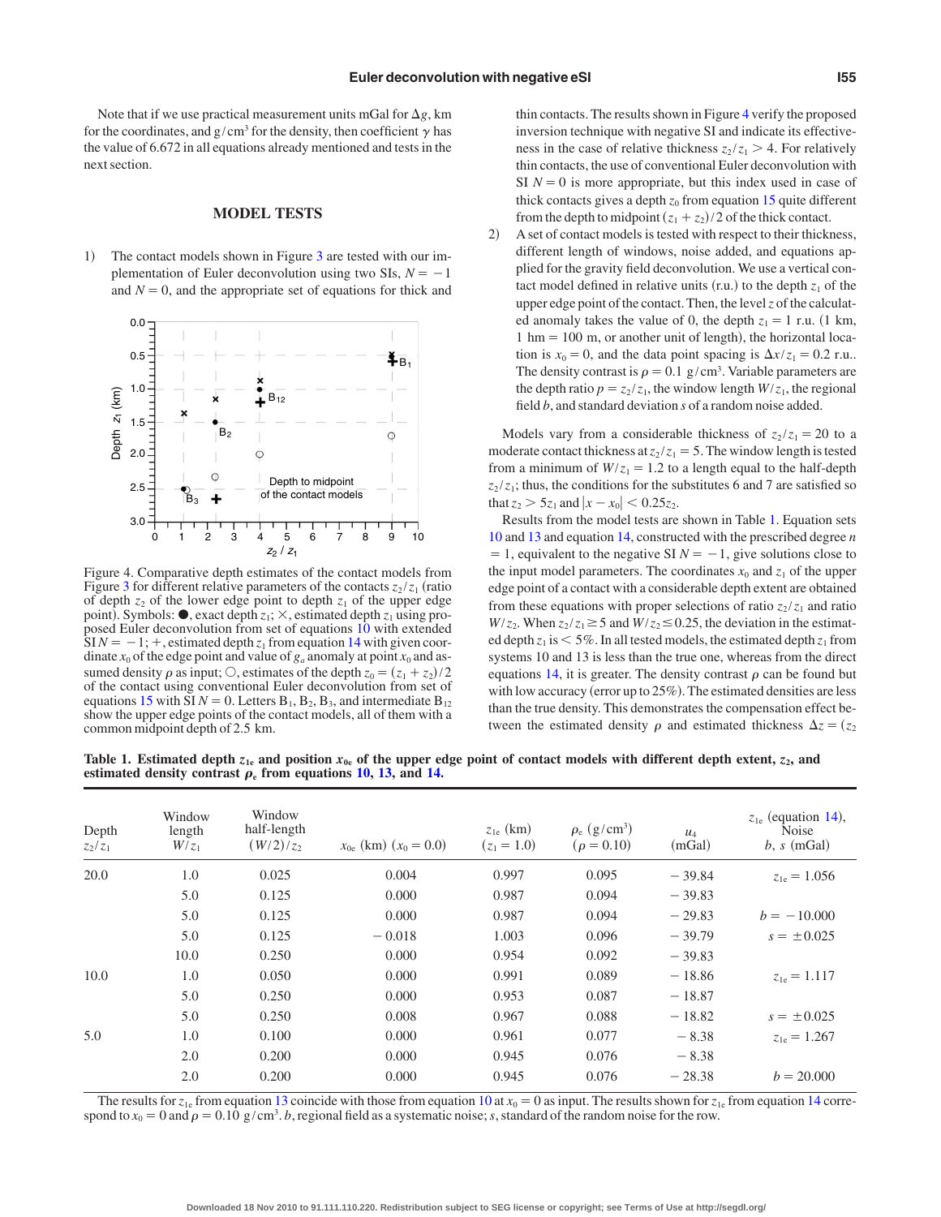Note that if we use practical measurement units mGal for $\Delta g$, km for the coordinates, and $g/cm^3$ for the density, then coefficient $\gamma$ has the value of 6.672 in all equations already mentioned and tests in the next section.

## MODEL TESTS

1) The contact models shown in Figure 3 are tested with our implementation of Euler deconvolution using two SIs, $N = -1$ and $N = 0$, and the appropriate set of equations for thick and thin contacts. The results shown in Figure 4 verify the proposed inversion technique with negative SI and indicate its effectiveness in the case of relative thickness $z_2/z_1 > 4$. For relatively thin contacts, the use of conventional Euler deconvolution with SI $N = 0$ is more appropriate, but this index used in case of thick contacts gives a depth $z_0$ from equation 15 quite different from the depth to midpoint $(z_1 + z_2)/2$ of the thick contact.

Figure 4. Comparative depth estimates of the contact models from Figure 3 for different relative parameters of the contacts $z_2/z_1$ (ratio of depth $z_2$ of the lower edge point to depth $z_1$ of the upper edge point). Symbols: ●, exact depth $z_1$; ×, estimated depth $z_1$ using proposed Euler deconvolution from set of equations 10 with extended SI $N = -1$; +, estimated depth $z_1$ from equation 14 with given coordinate $x_0$ of the edge point and value of $g_a$ anomaly at point $x_0$ and assumed density $\rho$ as input; ○, estimates of the depth $z_0 = (z_1 + z_2)/2$ of the contact using conventional Euler deconvolution from set of equations 15 with SI $N = 0$. Letters $B_1$, $B_2$, $B_3$, and intermediate $B_{12}$ show the upper edge points of the contact models, all of them with a common midpoint depth of 2.5 km.

2) A set of contact models is tested with respect to their thickness, different length of windows, noise added, and equations applied for the gravity field deconvolution. We use a vertical contact model defined in relative units (r.u.) to the depth $z_1$ of the upper edge point of the contact. Then, the level $z$ of the calculated anomaly takes the value of 0, the depth $z_1 = 1$ r.u. (1 km, 1 hm = 100 m, or another unit of length), the horizontal location is $x_0 = 0$, and the data point spacing is $\Delta x/z_1 = 0.2$ r.u.. The density contrast is $\rho = 0.1$ $g/cm^3$. Variable parameters are the depth ratio $p = z_2/z_1$, the window length $W/z_1$, the regional field $b$, and standard deviation $s$ of a random noise added.

Models vary from a considerable thickness of $z_2/z_1 = 20$ to a moderate contact thickness at $z_2/z_1 = 5$. The window length is tested from a minimum of $W/z_1 = 1.2$ to a length equal to the half-depth $z_2/z_1$; thus, the conditions for the substitutes 6 and 7 are satisfied so that $z_2 > 5z_1$ and $|x - x_0| < 0.25z_2$.

Results from the model tests are shown in Table 1. Equation sets 10 and 13 and equation 14, constructed with the prescribed degree $n = 1$, equivalent to the negative SI $N = -1$, give solutions close to the input model parameters. The coordinates $x_0$ and $z_1$ of the upper edge point of a contact with a considerable depth extent are obtained from these equations with proper selections of ratio $z_2/z_1$ and ratio $W/z_2$. When $z_2/z_1 \geq 5$ and $W/z_2 \leq 0.25$, the deviation in the estimated depth $z_1$ is $< 5\%$. In all tested models, the estimated depth $z_1$ from systems 10 and 13 is less than the true one, whereas from the direct equations 14, it is greater. The density contrast $\rho$ can be found but with low accuracy (error up to 25%). The estimated densities are less than the true density. This demonstrates the compensation effect between the estimated density $\rho$ and estimated thickness $\Delta z = (z_2$

**Table 1. Estimated depth $z_{1e}$ and position $x_{0e}$ of the upper edge point of contact models with different depth extent, $z_2$, and estimated density contrast $\rho_e$ from equations 10, 13, and 14.**

| Depth $z_2/z_1$ | Window length $W/z_1$ | Window half-length $(W/2)/z_2$ | $x_{0e}$ (km) ($x_0 = 0.0$) | $z_{1e}$ (km) ($z_1 = 1.0$) | $\rho_e$ $(g/cm^3)$ ($\rho = 0.10$) | $u_4$ (mGal) | $z_{1e}$ (equation 14), Noise $b$, $s$ (mGal) |
|---|---|---|---|---|---|---|---|
| 20.0 | 1.0 | 0.025 | 0.004 | 0.997 | 0.095 | −39.84 | $z_{1e} = 1.056$ |
| | 5.0 | 0.125 | 0.000 | 0.987 | 0.094 | −39.83 | |
| | 5.0 | 0.125 | 0.000 | 0.987 | 0.094 | −29.83 | $b = -10.000$ |
| | 5.0 | 0.125 | −0.018 | 1.003 | 0.096 | −39.79 | $s = \pm 0.025$ |
| | 10.0 | 0.250 | 0.000 | 0.954 | 0.092 | −39.83 | |
| 10.0 | 1.0 | 0.050 | 0.000 | 0.991 | 0.089 | −18.86 | $z_{1e} = 1.117$ |
| | 5.0 | 0.250 | 0.000 | 0.953 | 0.087 | −18.87 | |
| | 5.0 | 0.250 | 0.008 | 0.967 | 0.088 | −18.82 | $s = \pm 0.025$ |
| 5.0 | 1.0 | 0.100 | 0.000 | 0.961 | 0.077 | −8.38 | $z_{1e} = 1.267$ |
| | 2.0 | 0.200 | 0.000 | 0.945 | 0.076 | −8.38 | |
| | 2.0 | 0.200 | 0.000 | 0.945 | 0.076 | −28.38 | $b = 20.000$ |

The results for $z_{1e}$ from equation 13 coincide with those from equation 10 at $x_0 = 0$ as input. The results shown for $z_{1e}$ from equation 14 correspond to $x_0 = 0$ and $\rho = 0.10$ $g/cm^3$. $b$, regional field as a systematic noise; $s$, standard of the random noise for the row.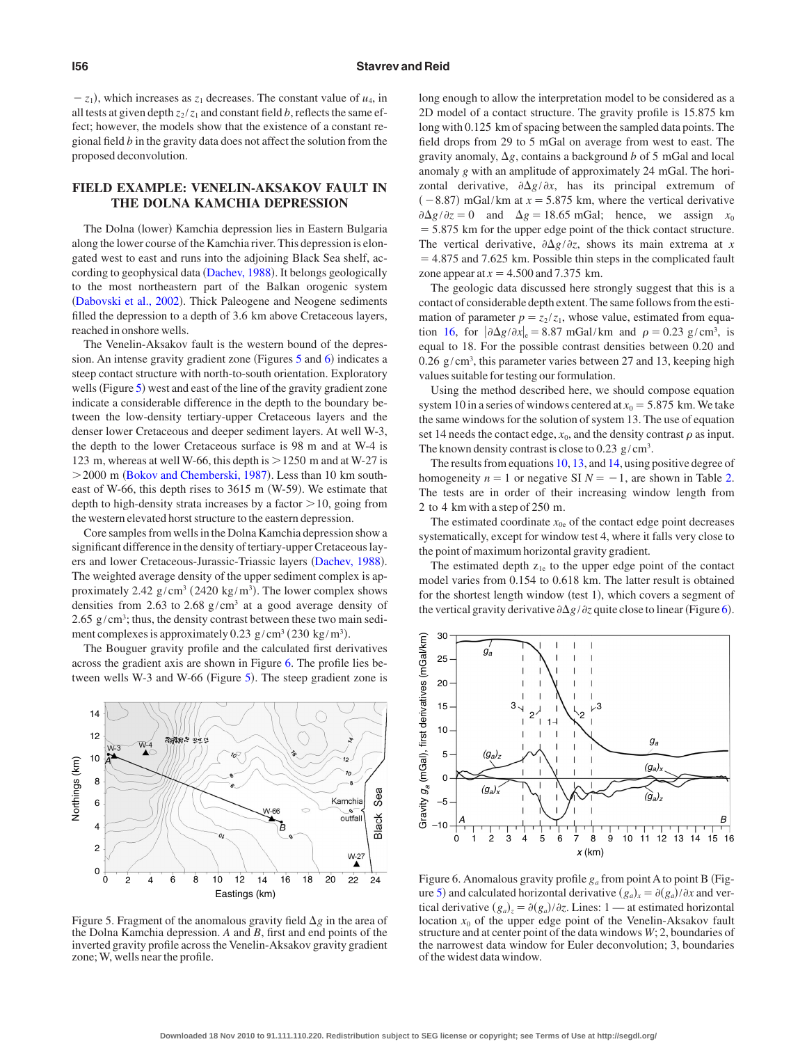$- z_1$), which increases as $z_1$ decreases. The constant value of $u_4$, in all tests at given depth $z_2/z_1$ and constant field $b$, reflects the same effect; however, the models show that the existence of a constant regional field $b$ in the gravity data does not affect the solution from the proposed deconvolution.

## FIELD EXAMPLE: VENELIN-AKSAKOV FAULT IN THE DOLNA KAMCHIA DEPRESSION

The Dolna (lower) Kamchia depression lies in Eastern Bulgaria along the lower course of the Kamchia river. This depression is elongated west to east and runs into the adjoining Black Sea shelf, according to geophysical data (Dachev, 1988). It belongs geologically to the most northeastern part of the Balkan orogenic system (Dabovski et al., 2002). Thick Paleogene and Neogene sediments filled the depression to a depth of 3.6 km above Cretaceous layers, reached in onshore wells.

The Venelin-Aksakov fault is the western bound of the depression. An intense gravity gradient zone (Figures 5 and 6) indicates a steep contact structure with north-to-south orientation. Exploratory wells (Figure 5) west and east of the line of the gravity gradient zone indicate a considerable difference in the depth to the boundary between the low-density tertiary-upper Cretaceous layers and the denser lower Cretaceous and deeper sediment layers. At well W-3, the depth to the lower Cretaceous surface is 98 m and at W-4 is 123 m, whereas at well W-66, this depth is $>1250$ m and at W-27 is $>2000$ m (Bokov and Chemberski, 1987). Less than 10 km southeast of W-66, this depth rises to 3615 m (W-59). We estimate that depth to high-density strata increases by a factor $>10$, going from the western elevated horst structure to the eastern depression.

Core samples from wells in the Dolna Kamchia depression show a significant difference in the density of tertiary-upper Cretaceous layers and lower Cretaceous-Jurassic-Triassic layers (Dachev, 1988). The weighted average density of the upper sediment complex is approximately 2.42 $g/cm^3$ (2420 $kg/m^3$). The lower complex shows densities from 2.63 to 2.68 $g/cm^3$ at a good average density of 2.65 $g/cm^3$; thus, the density contrast between these two main sediment complexes is approximately 0.23 $g/cm^3$ (230 $kg/m^3$).

The Bouguer gravity profile and the calculated first derivatives across the gradient axis are shown in Figure 6. The profile lies between wells W-3 and W-66 (Figure 5). The steep gradient zone is long enough to allow the interpretation model to be considered as a 2D model of a contact structure. The gravity profile is 15.875 km long with 0.125 km of spacing between the sampled data points. The field drops from 29 to 5 mGal on average from west to east. The gravity anomaly, $\Delta g$, contains a background $b$ of 5 mGal and local anomaly $g$ with an amplitude of approximately 24 mGal. The horizontal derivative, $\partial \Delta g/\partial x$, has its principal extremum of $(-8.87)$ mGal/km at $x = 5.875$ km, where the vertical derivative $\partial \Delta g/\partial z = 0$ and $\Delta g = 18.65$ mGal; hence, we assign $x_0 = 5.875$ km for the upper edge point of the thick contact structure. The vertical derivative, $\partial \Delta g/\partial z$, shows its main extrema at $x = 4.875$ and 7.625 km. Possible thin steps in the complicated fault zone appear at $x = 4.500$ and 7.375 km.

The geologic data discussed here strongly suggest that this is a contact of considerable depth extent. The same follows from the estimation of parameter $p = z_2/z_1$, whose value, estimated from equation 16, for $|\partial \Delta g/\partial x|_e = 8.87$ mGal/km and $\rho = 0.23$ $g/cm^3$, is equal to 18. For the possible contrast densities between 0.20 and 0.26 $g/cm^3$, this parameter varies between 27 and 13, keeping high values suitable for testing our formulation.

Using the method described here, we should compose equation system 10 in a series of windows centered at $x_0 = 5.875$ km. We take the same windows for the solution of system 13. The use of equation set 14 needs the contact edge, $x_0$, and the density contrast $\rho$ as input. The known density contrast is close to 0.23 $g/cm^3$.

The results from equations 10, 13, and 14, using positive degree of homogeneity $n = 1$ or negative SI $N = -1$, are shown in Table 2. The tests are in order of their increasing window length from 2 to 4 km with a step of 250 m.

The estimated coordinate $x_{0e}$ of the contact edge point decreases systematically, except for window test 4, where it falls very close to the point of maximum horizontal gravity gradient.

The estimated depth $z_{1e}$ to the upper edge point of the contact model varies from 0.154 to 0.618 km. The latter result is obtained for the shortest length window (test 1), which covers a segment of the vertical gravity derivative $\partial \Delta g/\partial z$ quite close to linear (Figure 6).

Figure 5. Fragment of the anomalous gravity field $\Delta g$ in the area of the Dolna Kamchia depression. $A$ and $B$, first and end points of the inverted gravity profile across the Venelin-Aksakov gravity gradient zone; W, wells near the profile.

Figure 6. Anomalous gravity profile $g_a$ from point A to point B (Figure 5) and calculated horizontal derivative $(g_a)_x = \partial(g_a)/\partial x$ and vertical derivative $(g_a)_z = \partial(g_a)/\partial z$. Lines: 1 — at estimated horizontal location $x_0$ of the upper edge point of the Venelin-Aksakov fault structure and at center point of the data windows $W$; 2, boundaries of the narrowest data window for Euler deconvolution; 3, boundaries of the widest data window.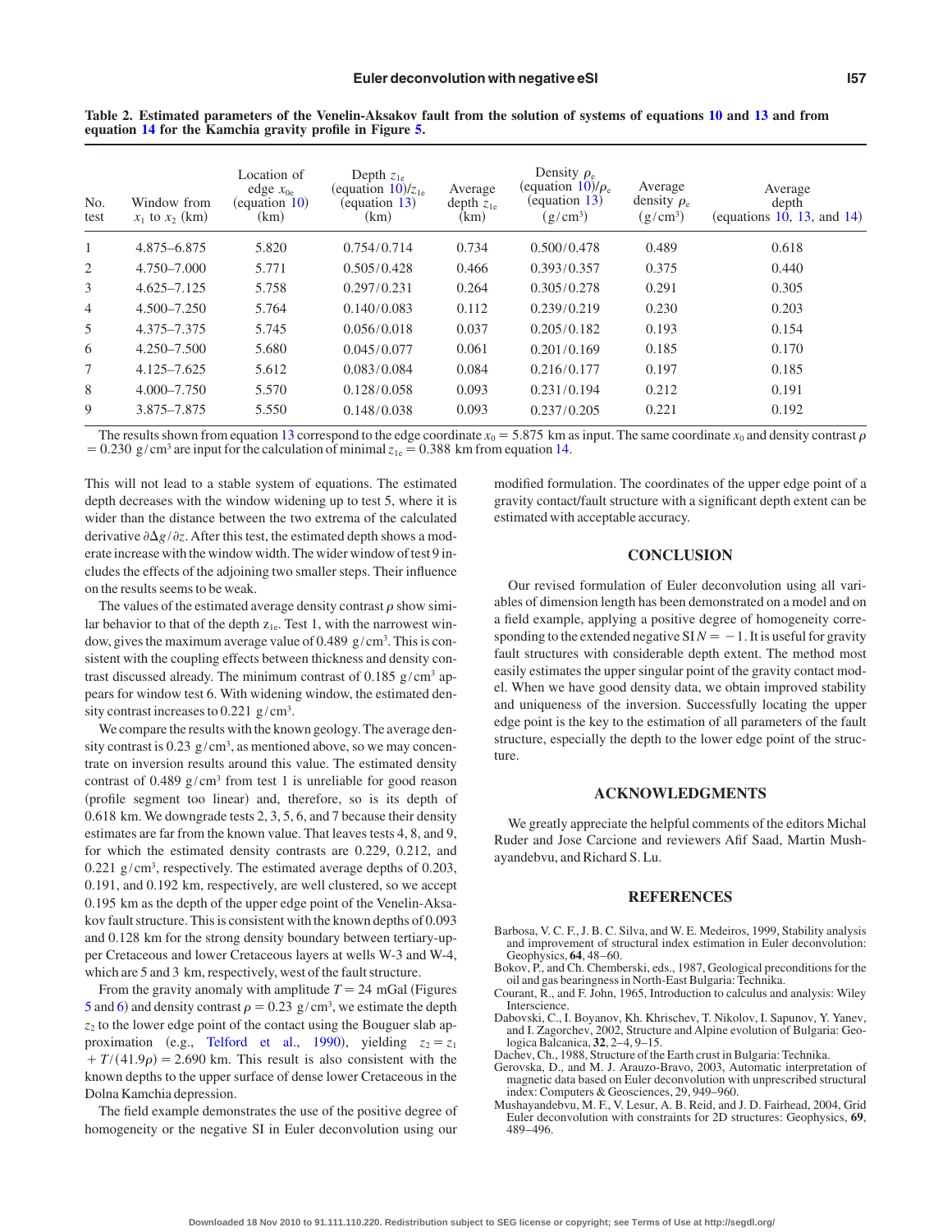**Table 2. Estimated parameters of the Venelin-Aksakov fault from the solution of systems of equations 10 and 13 and from equation 14 for the Kamchia gravity profile in Figure 5.**

| No. test | Window from $x_1$ to $x_2$ (km) | Location of edge $x_{0e}$ (equation 10) (km) | Depth $z_{1e}$ (equation 10)/$z_{1e}$ (equation 13) (km) | Average depth $z_{1e}$ (km) | Density $\rho_e$ (equation 10)/$\rho_e$ (equation 13) $(\mathrm{g/cm^3})$ | Average density $\rho_e$ $(\mathrm{g/cm^3})$ | Average depth (equations 10, 13, and 14) |
|---|---|---|---|---|---|---|---|
| 1 | 4.875–6.875 | 5.820 | 0.754/0.714 | 0.734 | 0.500/0.478 | 0.489 | 0.618 |
| 2 | 4.750–7.000 | 5.771 | 0.505/0.428 | 0.466 | 0.393/0.357 | 0.375 | 0.440 |
| 3 | 4.625–7.125 | 5.758 | 0.297/0.231 | 0.264 | 0.305/0.278 | 0.291 | 0.305 |
| 4 | 4.500–7.250 | 5.764 | 0.140/0.083 | 0.112 | 0.239/0.219 | 0.230 | 0.203 |
| 5 | 4.375–7.375 | 5.745 | 0.056/0.018 | 0.037 | 0.205/0.182 | 0.193 | 0.154 |
| 6 | 4.250–7.500 | 5.680 | 0.045/0.077 | 0.061 | 0.201/0.169 | 0.185 | 0.170 |
| 7 | 4.125–7.625 | 5.612 | 0.083/0.084 | 0.084 | 0.216/0.177 | 0.197 | 0.185 |
| 8 | 4.000–7.750 | 5.570 | 0.128/0.058 | 0.093 | 0.231/0.194 | 0.212 | 0.191 |
| 9 | 3.875–7.875 | 5.550 | 0.148/0.038 | 0.093 | 0.237/0.205 | 0.221 | 0.192 |

The results shown from equation 13 correspond to the edge coordinate $x_0 = 5.875$ km as input. The same coordinate $x_0$ and density contrast $\rho = 0.230\ \mathrm{g/cm^3}$ are input for the calculation of minimal $z_{1e} = 0.388$ km from equation 14.

This will not lead to a stable system of equations. The estimated depth decreases with the window widening up to test 5, where it is wider than the distance between the two extrema of the calculated derivative $\partial \Delta g / \partial z$. After this test, the estimated depth shows a moderate increase with the window width. The wider window of test 9 includes the effects of the adjoining two smaller steps. Their influence on the results seems to be weak.

The values of the estimated average density contrast $\rho$ show similar behavior to that of the depth $z_{1e}$. Test 1, with the narrowest window, gives the maximum average value of $0.489\ \mathrm{g/cm^3}$. This is consistent with the coupling effects between thickness and density contrast discussed already. The minimum contrast of $0.185\ \mathrm{g/cm^3}$ appears for window test 6. With widening window, the estimated density contrast increases to $0.221\ \mathrm{g/cm^3}$.

We compare the results with the known geology. The average density contrast is $0.23\ \mathrm{g/cm^3}$, as mentioned above, so we may concentrate on inversion results around this value. The estimated density contrast of $0.489\ \mathrm{g/cm^3}$ from test 1 is unreliable for good reason (profile segment too linear) and, therefore, so is its depth of 0.618 km. We downgrade tests 2, 3, 5, 6, and 7 because their density estimates are far from the known value. That leaves tests 4, 8, and 9, for which the estimated density contrasts are 0.229, 0.212, and $0.221\ \mathrm{g/cm^3}$, respectively. The estimated average depths of 0.203, 0.191, and 0.192 km, respectively, are well clustered, so we accept 0.195 km as the depth of the upper edge point of the Venelin-Aksakov fault structure. This is consistent with the known depths of 0.093 and 0.128 km for the strong density boundary between tertiary-upper Cretaceous and lower Cretaceous layers at wells W-3 and W-4, which are 5 and 3 km, respectively, west of the fault structure.

From the gravity anomaly with amplitude $T = 24$ mGal (Figures 5 and 6) and density contrast $\rho = 0.23\ \mathrm{g/cm^3}$, we estimate the depth $z_2$ to the lower edge point of the contact using the Bouguer slab approximation (e.g., Telford et al., 1990), yielding $z_2 = z_1 + T/(41.9\rho) = 2.690$ km. This result is also consistent with the known depths to the upper surface of dense lower Cretaceous in the Dolna Kamchia depression.

The field example demonstrates the use of the positive degree of homogeneity or the negative SI in Euler deconvolution using our modified formulation. The coordinates of the upper edge point of a gravity contact/fault structure with a significant depth extent can be estimated with acceptable accuracy.

## CONCLUSION

Our revised formulation of Euler deconvolution using all variables of dimension length has been demonstrated on a model and on a field example, applying a positive degree of homogeneity corresponding to the extended negative SI $N = -1$. It is useful for gravity fault structures with considerable depth extent. The method most easily estimates the upper singular point of the gravity contact model. When we have good density data, we obtain improved stability and uniqueness of the inversion. Successfully locating the upper edge point is the key to the estimation of all parameters of the fault structure, especially the depth to the lower edge point of the structure.

## ACKNOWLEDGMENTS

We greatly appreciate the helpful comments of the editors Michal Ruder and Jose Carcione and reviewers Afif Saad, Martin Mushayandebvu, and Richard S. Lu.

## REFERENCES

Barbosa, V. C. F., J. B. C. Silva, and W. E. Medeiros, 1999, Stability analysis and improvement of structural index estimation in Euler deconvolution: Geophysics, **64**, 48–60.

Bokov, P., and Ch. Chemberski, eds., 1987, Geological preconditions for the oil and gas bearingness in North-East Bulgaria: Technika.

Courant, R., and F. John, 1965, Introduction to calculus and analysis: Wiley Interscience.

Dabovski, C., I. Boyanov, Kh. Khrischev, T. Nikolov, I. Sapunov, Y. Yanev, and I. Zagorchev, 2002, Structure and Alpine evolution of Bulgaria: Geologica Balcanica, **32**, 2–4, 9–15.

Dachev, Ch., 1988, Structure of the Earth crust in Bulgaria: Technika.

Gerovska, D., and M. J. Arauzo-Bravo, 2003, Automatic interpretation of magnetic data based on Euler deconvolution with unprescribed structural index: Computers & Geosciences, 29, 949–960.

Mushayandebvu, M. F., V. Lesur, A. B. Reid, and J. D. Fairhead, 2004, Grid Euler deconvolution with constraints for 2D structures: Geophysics, **69**, 489–496.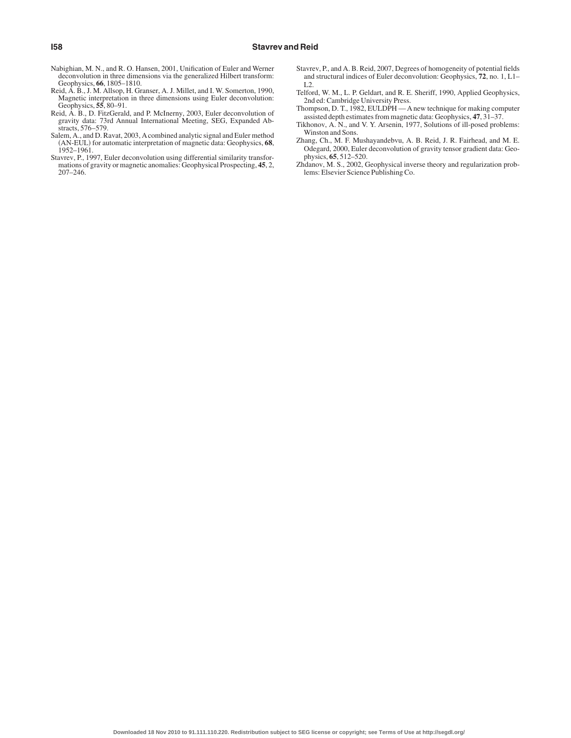Nabighian, M. N., and R. O. Hansen, 2001, Unification of Euler and Werner deconvolution in three dimensions via the generalized Hilbert transform: Geophysics, **66**, 1805–1810.

Reid, A. B., J. M. Allsop, H. Granser, A. J. Millet, and I. W. Somerton, 1990, Magnetic interpretation in three dimensions using Euler deconvolution: Geophysics, **55**, 80–91.

Reid, A. B., D. FitzGerald, and P. McInerny, 2003, Euler deconvolution of gravity data: 73rd Annual International Meeting, SEG, Expanded Abstracts, 576–579.

Salem, A., and D. Ravat, 2003, A combined analytic signal and Euler method (AN-EUL) for automatic interpretation of magnetic data: Geophysics, **68**, 1952–1961.

Stavrev, P., 1997, Euler deconvolution using differential similarity transformations of gravity or magnetic anomalies: Geophysical Prospecting, **45**, 2, 207–246.

Stavrev, P., and A. B. Reid, 2007, Degrees of homogeneity of potential fields and structural indices of Euler deconvolution: Geophysics, **72**, no. 1, L1–L2.

Telford, W. M., L. P. Geldart, and R. E. Sheriff, 1990, Applied Geophysics, 2nd ed: Cambridge University Press.

Thompson, D. T., 1982, EULDPH — A new technique for making computer assisted depth estimates from magnetic data: Geophysics, **47**, 31–37.

Tikhonov, A. N., and V. Y. Arsenin, 1977, Solutions of ill-posed problems: Winston and Sons.

Zhang, Ch., M. F. Mushayandebvu, A. B. Reid, J. R. Fairhead, and M. E. Odegard, 2000, Euler deconvolution of gravity tensor gradient data: Geophysics, **65**, 512–520.

Zhdanov, M. S., 2002, Geophysical inverse theory and regularization problems: Elsevier Science Publishing Co.